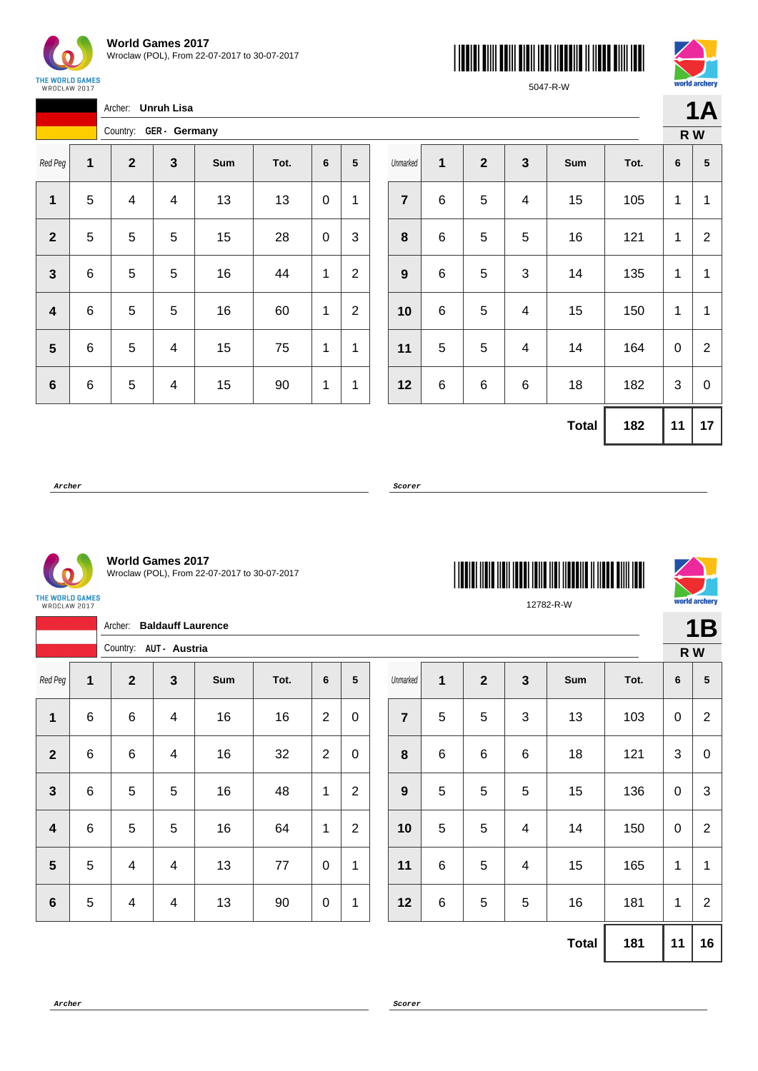**World Games 2017**
Wroclaw (POL), From 22-07-2017 to 30-07-2017

5047-R-W

Archer: **Unruh Lisa**

Country: **GER - Germany**

**1A**
**R W**

| Red Peg | 1 | 2 | 3 | Sum | Tot. | 6 | 5 |
|---|---|---|---|---|---|---|---|
| **1** | 5 | 4 | 4 | 13 | 13 | 0 | 1 |
| **2** | 5 | 5 | 5 | 15 | 28 | 0 | 3 |
| **3** | 6 | 5 | 5 | 16 | 44 | 1 | 2 |
| **4** | 6 | 5 | 5 | 16 | 60 | 1 | 2 |
| **5** | 6 | 5 | 4 | 15 | 75 | 1 | 1 |
| **6** | 6 | 5 | 4 | 15 | 90 | 1 | 1 |

| Unmarked | 1 | 2 | 3 | Sum | Tot. | 6 | 5 |
|---|---|---|---|---|---|---|---|
| **7** | 6 | 5 | 4 | 15 | 105 | 1 | 1 |
| **8** | 6 | 5 | 5 | 16 | 121 | 1 | 2 |
| **9** | 6 | 5 | 3 | 14 | 135 | 1 | 1 |
| **10** | 6 | 5 | 4 | 15 | 150 | 1 | 1 |
| **11** | 5 | 5 | 4 | 14 | 164 | 0 | 2 |
| **12** | 6 | 6 | 6 | 18 | 182 | 3 | 0 |
| | | | | **Total** | **182** | **11** | **17** |

*Archer* *Scorer*

**World Games 2017**
Wroclaw (POL), From 22-07-2017 to 30-07-2017

12782-R-W

Archer: **Baldauff Laurence**

Country: **AUT - Austria**

**1B**
**R W**

| Red Peg | 1 | 2 | 3 | Sum | Tot. | 6 | 5 |
|---|---|---|---|---|---|---|---|
| **1** | 6 | 6 | 4 | 16 | 16 | 2 | 0 |
| **2** | 6 | 6 | 4 | 16 | 32 | 2 | 0 |
| **3** | 6 | 5 | 5 | 16 | 48 | 1 | 2 |
| **4** | 6 | 5 | 5 | 16 | 64 | 1 | 2 |
| **5** | 5 | 4 | 4 | 13 | 77 | 0 | 1 |
| **6** | 5 | 4 | 4 | 13 | 90 | 0 | 1 |

| Unmarked | 1 | 2 | 3 | Sum | Tot. | 6 | 5 |
|---|---|---|---|---|---|---|---|
| **7** | 5 | 5 | 3 | 13 | 103 | 0 | 2 |
| **8** | 6 | 6 | 6 | 18 | 121 | 3 | 0 |
| **9** | 5 | 5 | 5 | 15 | 136 | 0 | 3 |
| **10** | 5 | 5 | 4 | 14 | 150 | 0 | 2 |
| **11** | 6 | 5 | 4 | 15 | 165 | 1 | 1 |
| **12** | 6 | 5 | 5 | 16 | 181 | 1 | 2 |
| | | | | **Total** | **181** | **11** | **16** |

*Archer* *Scorer*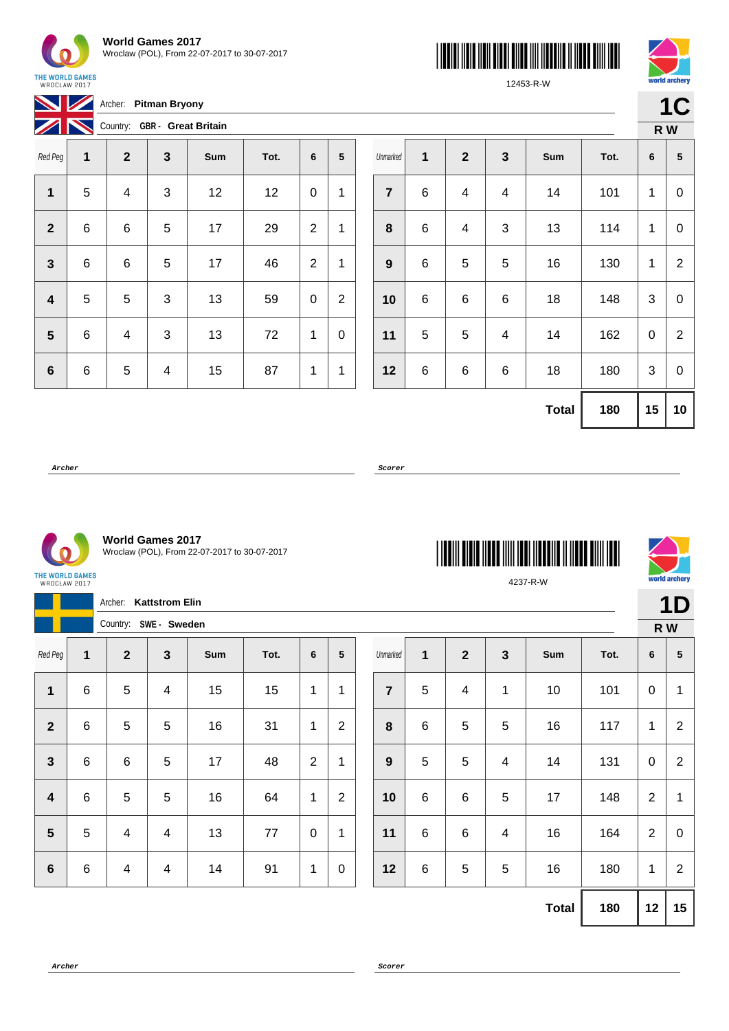**World Games 2017**
Wroclaw (POL), From 22-07-2017 to 30-07-2017

12453-R-W

**1C**
**R W**

Archer: **Pitman Bryony**
Country: **GBR - Great Britain**

| Red Peg | 1 | 2 | 3 | Sum | Tot. | 6 | 5 | Unmarked | 1 | 2 | 3 | Sum | Tot. | 6 | 5 |
|---|---|---|---|---|---|---|---|---|---|---|---|---|---|---|---|
| **1** | 5 | 4 | 3 | 12 | 12 | 0 | 1 | **7** | 6 | 4 | 4 | 14 | 101 | 1 | 0 |
| **2** | 6 | 6 | 5 | 17 | 29 | 2 | 1 | **8** | 6 | 4 | 3 | 13 | 114 | 1 | 0 |
| **3** | 6 | 6 | 5 | 17 | 46 | 2 | 1 | **9** | 6 | 5 | 5 | 16 | 130 | 1 | 2 |
| **4** | 5 | 5 | 3 | 13 | 59 | 0 | 2 | **10** | 6 | 6 | 6 | 18 | 148 | 3 | 0 |
| **5** | 6 | 4 | 3 | 13 | 72 | 1 | 0 | **11** | 5 | 5 | 4 | 14 | 162 | 0 | 2 |
| **6** | 6 | 5 | 4 | 15 | 87 | 1 | 1 | **12** | 6 | 6 | 6 | 18 | 180 | 3 | 0 |
| | | | | | | | | | | | | **Total** | **180** | **15** | **10** |

***Archer*** ***Scorer***

**World Games 2017**
Wroclaw (POL), From 22-07-2017 to 30-07-2017

4237-R-W

**1D**
**R W**

Archer: **Kattstrom Elin**
Country: **SWE - Sweden**

| Red Peg | 1 | 2 | 3 | Sum | Tot. | 6 | 5 | Unmarked | 1 | 2 | 3 | Sum | Tot. | 6 | 5 |
|---|---|---|---|---|---|---|---|---|---|---|---|---|---|---|---|
| **1** | 6 | 5 | 4 | 15 | 15 | 1 | 1 | **7** | 5 | 4 | 1 | 10 | 101 | 0 | 1 |
| **2** | 6 | 5 | 5 | 16 | 31 | 1 | 2 | **8** | 6 | 5 | 5 | 16 | 117 | 1 | 2 |
| **3** | 6 | 6 | 5 | 17 | 48 | 2 | 1 | **9** | 5 | 5 | 4 | 14 | 131 | 0 | 2 |
| **4** | 6 | 5 | 5 | 16 | 64 | 1 | 2 | **10** | 6 | 6 | 5 | 17 | 148 | 2 | 1 |
| **5** | 5 | 4 | 4 | 13 | 77 | 0 | 1 | **11** | 6 | 6 | 4 | 16 | 164 | 2 | 0 |
| **6** | 6 | 4 | 4 | 14 | 91 | 1 | 0 | **12** | 6 | 5 | 5 | 16 | 180 | 1 | 2 |
| | | | | | | | | | | | | **Total** | **180** | **12** | **15** |

***Archer*** ***Scorer***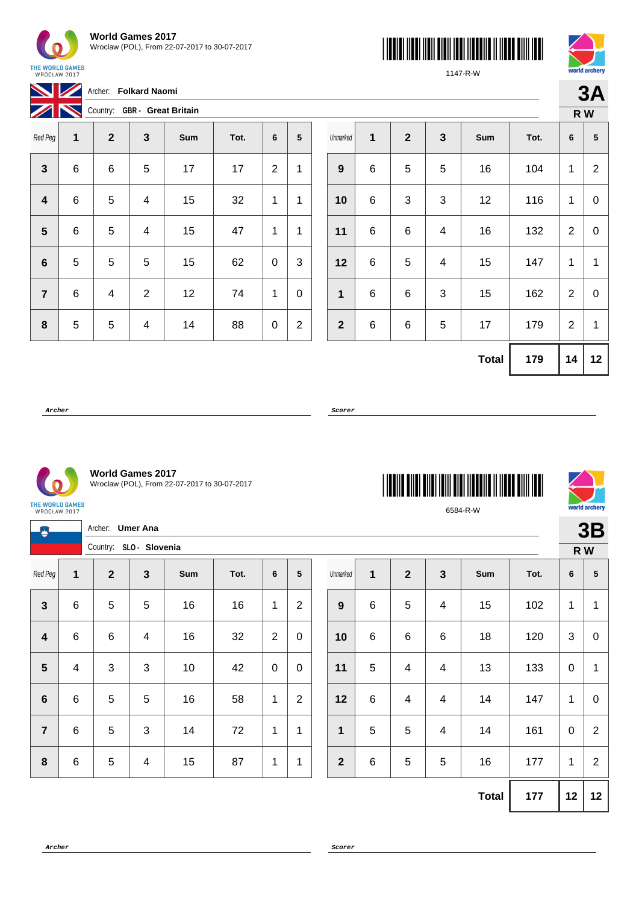# World Games 2017

Wroclaw (POL), From 22-07-2017 to 30-07-2017

1147-R-W

Archer: **Folkard Naomi**

Country: **GBR - Great Britain**

**3A**

**R W**

| Red Peg | 1 | 2 | 3 | Sum | Tot. | 6 | 5 |
|---|---|---|---|---|---|---|---|
| **3** | 6 | 6 | 5 | 17 | 17 | 2 | 1 |
| **4** | 6 | 5 | 4 | 15 | 32 | 1 | 1 |
| **5** | 6 | 5 | 4 | 15 | 47 | 1 | 1 |
| **6** | 5 | 5 | 5 | 15 | 62 | 0 | 3 |
| **7** | 6 | 4 | 2 | 12 | 74 | 1 | 0 |
| **8** | 5 | 5 | 4 | 14 | 88 | 0 | 2 |

| Unmarked | 1 | 2 | 3 | Sum | Tot. | 6 | 5 |
|---|---|---|---|---|---|---|---|
| **9** | 6 | 5 | 5 | 16 | 104 | 1 | 2 |
| **10** | 6 | 3 | 3 | 12 | 116 | 1 | 0 |
| **11** | 6 | 6 | 4 | 16 | 132 | 2 | 0 |
| **12** | 6 | 5 | 4 | 15 | 147 | 1 | 1 |
| **1** | 6 | 6 | 3 | 15 | 162 | 2 | 0 |
| **2** | 6 | 6 | 5 | 17 | 179 | 2 | 1 |
| | | | | **Total** | **179** | **14** | **12** |

**Archer** **Scorer**

# World Games 2017

Wroclaw (POL), From 22-07-2017 to 30-07-2017

6584-R-W

Archer: **Umer Ana**

Country: **SLO - Slovenia**

**3B**

**R W**

| Red Peg | 1 | 2 | 3 | Sum | Tot. | 6 | 5 |
|---|---|---|---|---|---|---|---|
| **3** | 6 | 5 | 5 | 16 | 16 | 1 | 2 |
| **4** | 6 | 6 | 4 | 16 | 32 | 2 | 0 |
| **5** | 4 | 3 | 3 | 10 | 42 | 0 | 0 |
| **6** | 6 | 5 | 5 | 16 | 58 | 1 | 2 |
| **7** | 6 | 5 | 3 | 14 | 72 | 1 | 1 |
| **8** | 6 | 5 | 4 | 15 | 87 | 1 | 1 |

| Unmarked | 1 | 2 | 3 | Sum | Tot. | 6 | 5 |
|---|---|---|---|---|---|---|---|
| **9** | 6 | 5 | 4 | 15 | 102 | 1 | 1 |
| **10** | 6 | 6 | 6 | 18 | 120 | 3 | 0 |
| **11** | 5 | 4 | 4 | 13 | 133 | 0 | 1 |
| **12** | 6 | 4 | 4 | 14 | 147 | 1 | 0 |
| **1** | 5 | 5 | 4 | 14 | 161 | 0 | 2 |
| **2** | 6 | 5 | 5 | 16 | 177 | 1 | 2 |
| | | | | **Total** | **177** | **12** | **12** |

**Archer** **Scorer**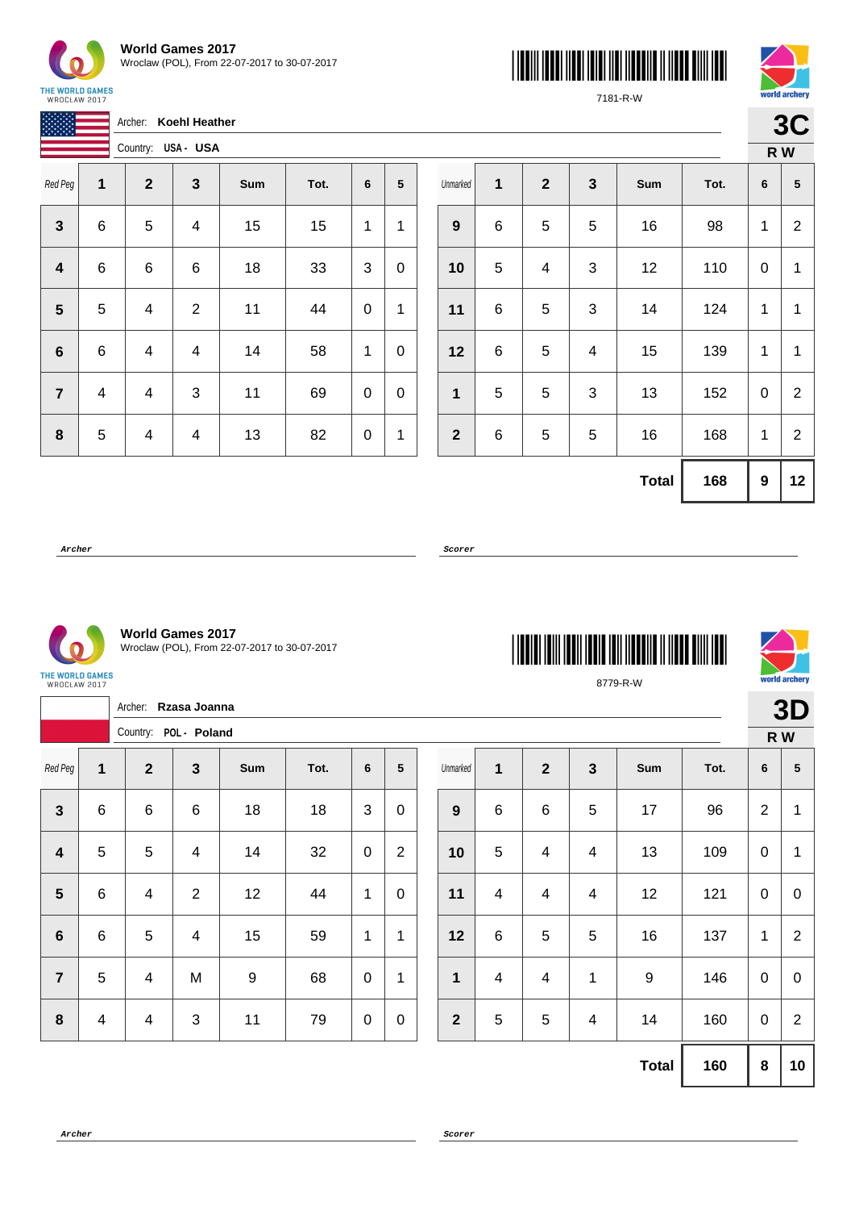**World Games 2017**
Wroclaw (POL), From 22-07-2017 to 30-07-2017

7181-R-W

Archer: **Koehl Heather**

Country: USA - **USA**

**3C**
**R W**

| Red Peg | 1 | 2 | 3 | Sum | Tot. | 6 | 5 | Unmarked | 1 | 2 | 3 | Sum | Tot. | 6 | 5 |
|---|---|---|---|---|---|---|---|---|---|---|---|---|---|---|---|
| **3** | 6 | 5 | 4 | 15 | 15 | 1 | 1 | **9** | 6 | 5 | 5 | 16 | 98 | 1 | 2 |
| **4** | 6 | 6 | 6 | 18 | 33 | 3 | 0 | **10** | 5 | 4 | 3 | 12 | 110 | 0 | 1 |
| **5** | 5 | 4 | 2 | 11 | 44 | 0 | 1 | **11** | 6 | 5 | 3 | 14 | 124 | 1 | 1 |
| **6** | 6 | 4 | 4 | 14 | 58 | 1 | 0 | **12** | 6 | 5 | 4 | 15 | 139 | 1 | 1 |
| **7** | 4 | 4 | 3 | 11 | 69 | 0 | 0 | **1** | 5 | 5 | 3 | 13 | 152 | 0 | 2 |
| **8** | 5 | 4 | 4 | 13 | 82 | 0 | 1 | **2** | 6 | 5 | 5 | 16 | 168 | 1 | 2 |
| | | | | | | | | | | | | **Total** | **168** | **9** | **12** |

*Archer* 

*Scorer*

**World Games 2017**
Wroclaw (POL), From 22-07-2017 to 30-07-2017

8779-R-W

Archer: **Rzasa Joanna**

Country: POL - **Poland**

**3D**
**R W**

| Red Peg | 1 | 2 | 3 | Sum | Tot. | 6 | 5 | Unmarked | 1 | 2 | 3 | Sum | Tot. | 6 | 5 |
|---|---|---|---|---|---|---|---|---|---|---|---|---|---|---|---|
| **3** | 6 | 6 | 6 | 18 | 18 | 3 | 0 | **9** | 6 | 6 | 5 | 17 | 96 | 2 | 1 |
| **4** | 5 | 5 | 4 | 14 | 32 | 0 | 2 | **10** | 5 | 4 | 4 | 13 | 109 | 0 | 1 |
| **5** | 6 | 4 | 2 | 12 | 44 | 1 | 0 | **11** | 4 | 4 | 4 | 12 | 121 | 0 | 0 |
| **6** | 6 | 5 | 4 | 15 | 59 | 1 | 1 | **12** | 6 | 5 | 5 | 16 | 137 | 1 | 2 |
| **7** | 5 | 4 | M | 9 | 68 | 0 | 1 | **1** | 4 | 4 | 1 | 9 | 146 | 0 | 0 |
| **8** | 4 | 4 | 3 | 11 | 79 | 0 | 0 | **2** | 5 | 5 | 4 | 14 | 160 | 0 | 2 |
| | | | | | | | | | | | | **Total** | **160** | **8** | **10** |

*Archer* 

*Scorer*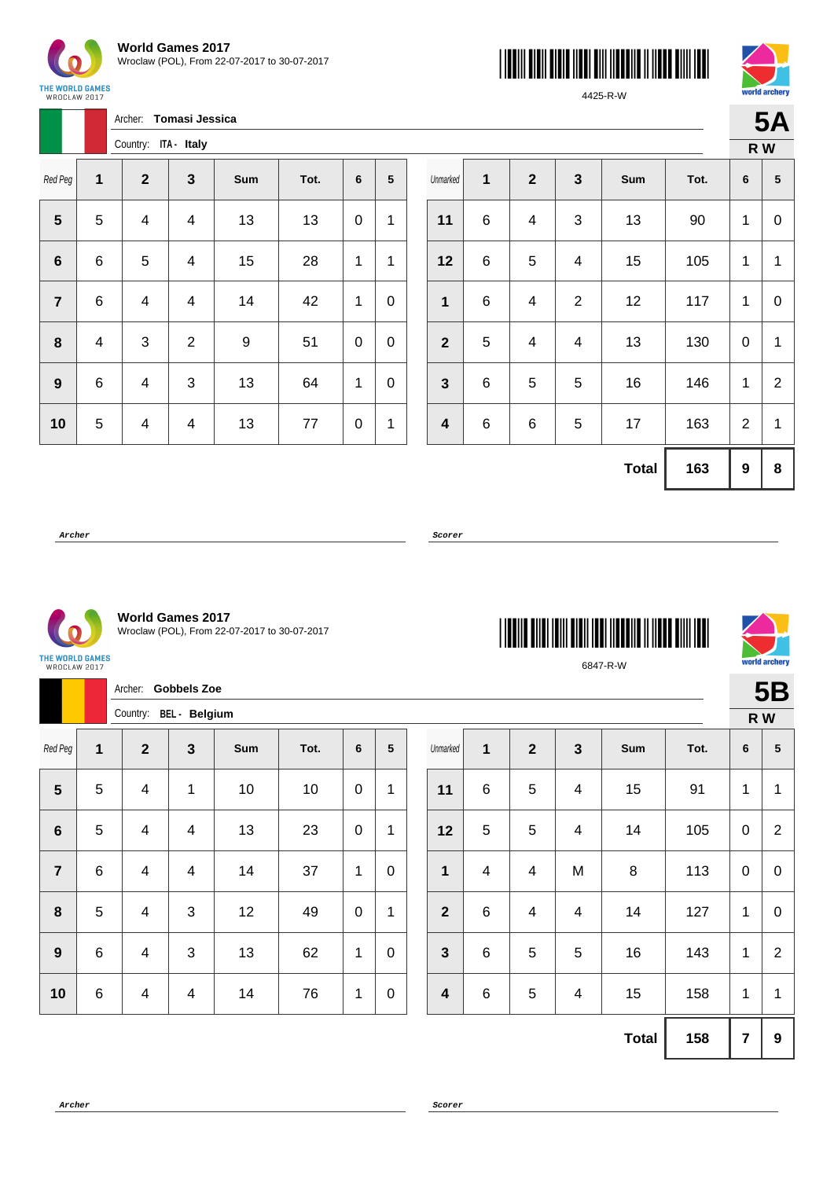**World Games 2017**
Wroclaw (POL), From 22-07-2017 to 30-07-2017

4425-R-W

Archer: **Tomasi Jessica**
Country: ITA - **Italy**

**5A**
**R W**

| Red Peg | 1 | 2 | 3 | Sum | Tot. | 6 | 5 |
|---|---|---|---|---|---|---|---|
| **5** | 5 | 4 | 4 | 13 | 13 | 0 | 1 |
| **6** | 6 | 5 | 4 | 15 | 28 | 1 | 1 |
| **7** | 6 | 4 | 4 | 14 | 42 | 1 | 0 |
| **8** | 4 | 3 | 2 | 9 | 51 | 0 | 0 |
| **9** | 6 | 4 | 3 | 13 | 64 | 1 | 0 |
| **10** | 5 | 4 | 4 | 13 | 77 | 0 | 1 |

| Unmarked | 1 | 2 | 3 | Sum | Tot. | 6 | 5 |
|---|---|---|---|---|---|---|---|
| **11** | 6 | 4 | 3 | 13 | 90 | 1 | 0 |
| **12** | 6 | 5 | 4 | 15 | 105 | 1 | 1 |
| **1** | 6 | 4 | 2 | 12 | 117 | 1 | 0 |
| **2** | 5 | 4 | 4 | 13 | 130 | 0 | 1 |
| **3** | 6 | 5 | 5 | 16 | 146 | 1 | 2 |
| **4** | 6 | 6 | 5 | 17 | 163 | 2 | 1 |
| | | | | **Total** | **163** | **9** | **8** |

***Archer*** ______________________ ***Scorer*** ______________________

**World Games 2017**
Wroclaw (POL), From 22-07-2017 to 30-07-2017

6847-R-W

Archer: **Gobbels Zoe**
Country: BEL - **Belgium**

**5B**
**R W**

| Red Peg | 1 | 2 | 3 | Sum | Tot. | 6 | 5 |
|---|---|---|---|---|---|---|---|
| **5** | 5 | 4 | 1 | 10 | 10 | 0 | 1 |
| **6** | 5 | 4 | 4 | 13 | 23 | 0 | 1 |
| **7** | 6 | 4 | 4 | 14 | 37 | 1 | 0 |
| **8** | 5 | 4 | 3 | 12 | 49 | 0 | 1 |
| **9** | 6 | 4 | 3 | 13 | 62 | 1 | 0 |
| **10** | 6 | 4 | 4 | 14 | 76 | 1 | 0 |

| Unmarked | 1 | 2 | 3 | Sum | Tot. | 6 | 5 |
|---|---|---|---|---|---|---|---|
| **11** | 6 | 5 | 4 | 15 | 91 | 1 | 1 |
| **12** | 5 | 5 | 4 | 14 | 105 | 0 | 2 |
| **1** | 4 | 4 | M | 8 | 113 | 0 | 0 |
| **2** | 6 | 4 | 4 | 14 | 127 | 1 | 0 |
| **3** | 6 | 5 | 5 | 16 | 143 | 1 | 2 |
| **4** | 6 | 5 | 4 | 15 | 158 | 1 | 1 |
| | | | | **Total** | **158** | **7** | **9** |

***Archer*** ______________________ ***Scorer*** ______________________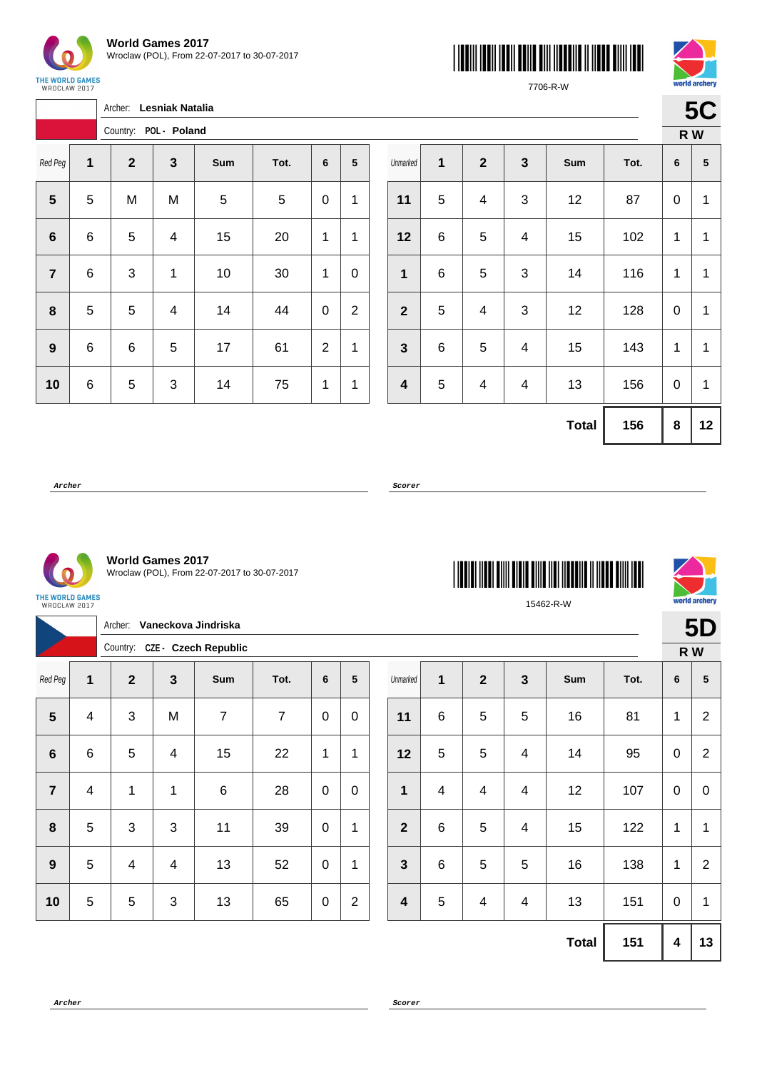**World Games 2017**
Wroclaw (POL), From 22-07-2017 to 30-07-2017

7706-R-W

**5C**
**R W**

Archer: **Lesniak Natalia**
Country: **POL - Poland**

| Red Peg | 1 | 2 | 3 | Sum | Tot. | 6 | 5 |
|---|---|---|---|---|---|---|---|
| **5** | 5 | M | M | 5 | 5 | 0 | 1 |
| **6** | 6 | 5 | 4 | 15 | 20 | 1 | 1 |
| **7** | 6 | 3 | 1 | 10 | 30 | 1 | 0 |
| **8** | 5 | 5 | 4 | 14 | 44 | 0 | 2 |
| **9** | 6 | 6 | 5 | 17 | 61 | 2 | 1 |
| **10** | 6 | 5 | 3 | 14 | 75 | 1 | 1 |

| Unmarked | 1 | 2 | 3 | Sum | Tot. | 6 | 5 |
|---|---|---|---|---|---|---|---|
| **11** | 5 | 4 | 3 | 12 | 87 | 0 | 1 |
| **12** | 6 | 5 | 4 | 15 | 102 | 1 | 1 |
| **1** | 6 | 5 | 3 | 14 | 116 | 1 | 1 |
| **2** | 5 | 4 | 3 | 12 | 128 | 0 | 1 |
| **3** | 6 | 5 | 4 | 15 | 143 | 1 | 1 |
| **4** | 5 | 4 | 4 | 13 | 156 | 0 | 1 |
| | | | | **Total** | **156** | **8** | **12** |

***Archer*** ***Scorer***

**World Games 2017**
Wroclaw (POL), From 22-07-2017 to 30-07-2017

15462-R-W

**5D**
**R W**

Archer: **Vaneckova Jindriska**
Country: **CZE - Czech Republic**

| Red Peg | 1 | 2 | 3 | Sum | Tot. | 6 | 5 |
|---|---|---|---|---|---|---|---|
| **5** | 4 | 3 | M | 7 | 7 | 0 | 0 |
| **6** | 6 | 5 | 4 | 15 | 22 | 1 | 1 |
| **7** | 4 | 1 | 1 | 6 | 28 | 0 | 0 |
| **8** | 5 | 3 | 3 | 11 | 39 | 0 | 1 |
| **9** | 5 | 4 | 4 | 13 | 52 | 0 | 1 |
| **10** | 5 | 5 | 3 | 13 | 65 | 0 | 2 |

| Unmarked | 1 | 2 | 3 | Sum | Tot. | 6 | 5 |
|---|---|---|---|---|---|---|---|
| **11** | 6 | 5 | 5 | 16 | 81 | 1 | 2 |
| **12** | 5 | 5 | 4 | 14 | 95 | 0 | 2 |
| **1** | 4 | 4 | 4 | 12 | 107 | 0 | 0 |
| **2** | 6 | 5 | 4 | 15 | 122 | 1 | 1 |
| **3** | 6 | 5 | 5 | 16 | 138 | 1 | 2 |
| **4** | 5 | 4 | 4 | 13 | 151 | 0 | 1 |
| | | | | **Total** | **151** | **4** | **13** |

***Archer*** ***Scorer***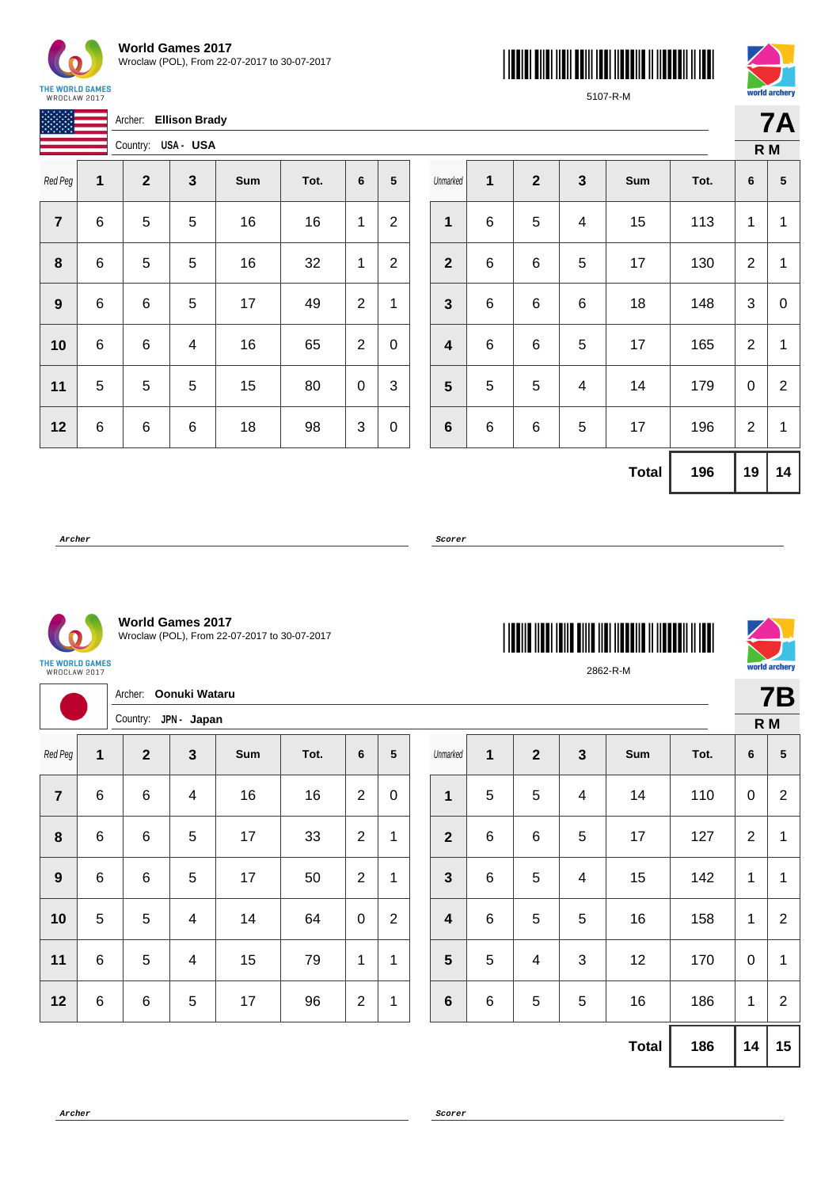**World Games 2017**
Wroclaw (POL), From 22-07-2017 to 30-07-2017

5107-R-M

Archer: **Ellison Brady**
Country: **USA - USA**

**7A**
**R M**

| Red Peg | 1 | 2 | 3 | Sum | Tot. | 6 | 5 |
|---|---|---|---|---|---|---|---|
| **7** | 6 | 5 | 5 | 16 | 16 | 1 | 2 |
| **8** | 6 | 5 | 5 | 16 | 32 | 1 | 2 |
| **9** | 6 | 6 | 5 | 17 | 49 | 2 | 1 |
| **10** | 6 | 6 | 4 | 16 | 65 | 2 | 0 |
| **11** | 5 | 5 | 5 | 15 | 80 | 0 | 3 |
| **12** | 6 | 6 | 6 | 18 | 98 | 3 | 0 |

| Unmarked | 1 | 2 | 3 | Sum | Tot. | 6 | 5 |
|---|---|---|---|---|---|---|---|
| **1** | 6 | 5 | 4 | 15 | 113 | 1 | 1 |
| **2** | 6 | 6 | 5 | 17 | 130 | 2 | 1 |
| **3** | 6 | 6 | 6 | 18 | 148 | 3 | 0 |
| **4** | 6 | 6 | 5 | 17 | 165 | 2 | 1 |
| **5** | 5 | 5 | 4 | 14 | 179 | 0 | 2 |
| **6** | 6 | 6 | 5 | 17 | 196 | 2 | 1 |
| | | | | **Total** | **196** | **19** | **14** |

**Archer** **Scorer**

**World Games 2017**
Wroclaw (POL), From 22-07-2017 to 30-07-2017

2862-R-M

Archer: **Oonuki Wataru**
Country: **JPN - Japan**

**7B**
**R M**

| Red Peg | 1 | 2 | 3 | Sum | Tot. | 6 | 5 |
|---|---|---|---|---|---|---|---|
| **7** | 6 | 6 | 4 | 16 | 16 | 2 | 0 |
| **8** | 6 | 6 | 5 | 17 | 33 | 2 | 1 |
| **9** | 6 | 6 | 5 | 17 | 50 | 2 | 1 |
| **10** | 5 | 5 | 4 | 14 | 64 | 0 | 2 |
| **11** | 6 | 5 | 4 | 15 | 79 | 1 | 1 |
| **12** | 6 | 6 | 5 | 17 | 96 | 2 | 1 |

| Unmarked | 1 | 2 | 3 | Sum | Tot. | 6 | 5 |
|---|---|---|---|---|---|---|---|
| **1** | 5 | 5 | 4 | 14 | 110 | 0 | 2 |
| **2** | 6 | 6 | 5 | 17 | 127 | 2 | 1 |
| **3** | 6 | 5 | 4 | 15 | 142 | 1 | 1 |
| **4** | 6 | 5 | 5 | 16 | 158 | 1 | 2 |
| **5** | 5 | 4 | 3 | 12 | 170 | 0 | 1 |
| **6** | 6 | 5 | 5 | 16 | 186 | 1 | 2 |
| | | | | **Total** | **186** | **14** | **15** |

**Archer** **Scorer**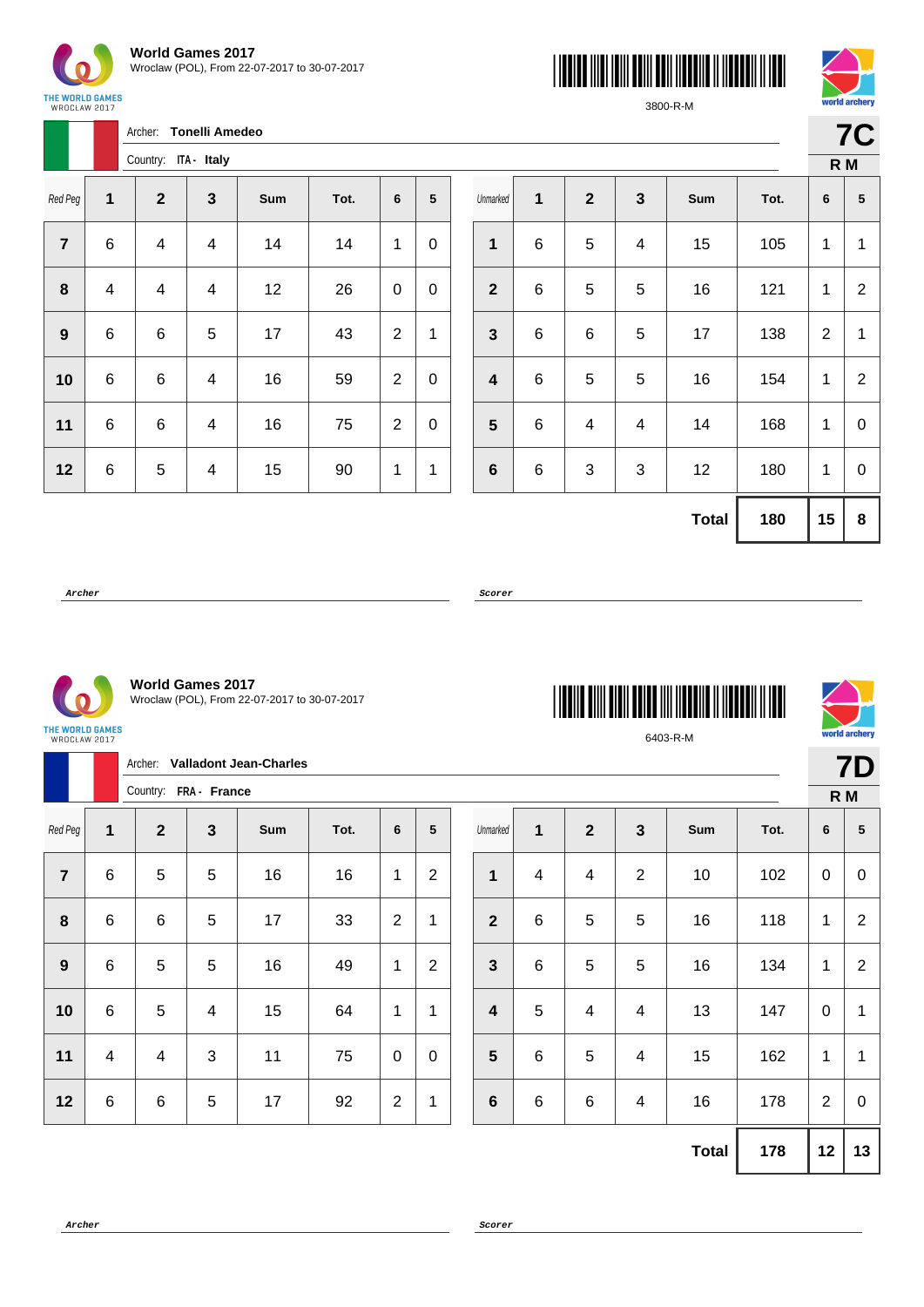**World Games 2017**
Wroclaw (POL), From 22-07-2017 to 30-07-2017

3800-R-M

Archer: **Tonelli Amedeo**
Country: ITA - **Italy**

**7C**
**R M**

| Red Peg | 1 | 2 | 3 | Sum | Tot. | 6 | 5 |
|---|---|---|---|---|---|---|---|
| **7** | 6 | 4 | 4 | 14 | 14 | 1 | 0 |
| **8** | 4 | 4 | 4 | 12 | 26 | 0 | 0 |
| **9** | 6 | 6 | 5 | 17 | 43 | 2 | 1 |
| **10** | 6 | 6 | 4 | 16 | 59 | 2 | 0 |
| **11** | 6 | 6 | 4 | 16 | 75 | 2 | 0 |
| **12** | 6 | 5 | 4 | 15 | 90 | 1 | 1 |

| Unmarked | 1 | 2 | 3 | Sum | Tot. | 6 | 5 |
|---|---|---|---|---|---|---|---|
| **1** | 6 | 5 | 4 | 15 | 105 | 1 | 1 |
| **2** | 6 | 5 | 5 | 16 | 121 | 1 | 2 |
| **3** | 6 | 6 | 5 | 17 | 138 | 2 | 1 |
| **4** | 6 | 5 | 5 | 16 | 154 | 1 | 2 |
| **5** | 6 | 4 | 4 | 14 | 168 | 1 | 0 |
| **6** | 6 | 3 | 3 | 12 | 180 | 1 | 0 |
| | | | | **Total** | **180** | **15** | **8** |

**Archer** **Scorer**

---

**World Games 2017**
Wroclaw (POL), From 22-07-2017 to 30-07-2017

6403-R-M

Archer: **Valladont Jean-Charles**
Country: FRA - **France**

**7D**
**R M**

| Red Peg | 1 | 2 | 3 | Sum | Tot. | 6 | 5 |
|---|---|---|---|---|---|---|---|
| **7** | 6 | 5 | 5 | 16 | 16 | 1 | 2 |
| **8** | 6 | 6 | 5 | 17 | 33 | 2 | 1 |
| **9** | 6 | 5 | 5 | 16 | 49 | 1 | 2 |
| **10** | 6 | 5 | 4 | 15 | 64 | 1 | 1 |
| **11** | 4 | 4 | 3 | 11 | 75 | 0 | 0 |
| **12** | 6 | 6 | 5 | 17 | 92 | 2 | 1 |

| Unmarked | 1 | 2 | 3 | Sum | Tot. | 6 | 5 |
|---|---|---|---|---|---|---|---|
| **1** | 4 | 4 | 2 | 10 | 102 | 0 | 0 |
| **2** | 6 | 5 | 5 | 16 | 118 | 1 | 2 |
| **3** | 6 | 5 | 5 | 16 | 134 | 1 | 2 |
| **4** | 5 | 4 | 4 | 13 | 147 | 0 | 1 |
| **5** | 6 | 5 | 4 | 15 | 162 | 1 | 1 |
| **6** | 6 | 6 | 4 | 16 | 178 | 2 | 0 |
| | | | | **Total** | **178** | **12** | **13** |

**Archer** **Scorer**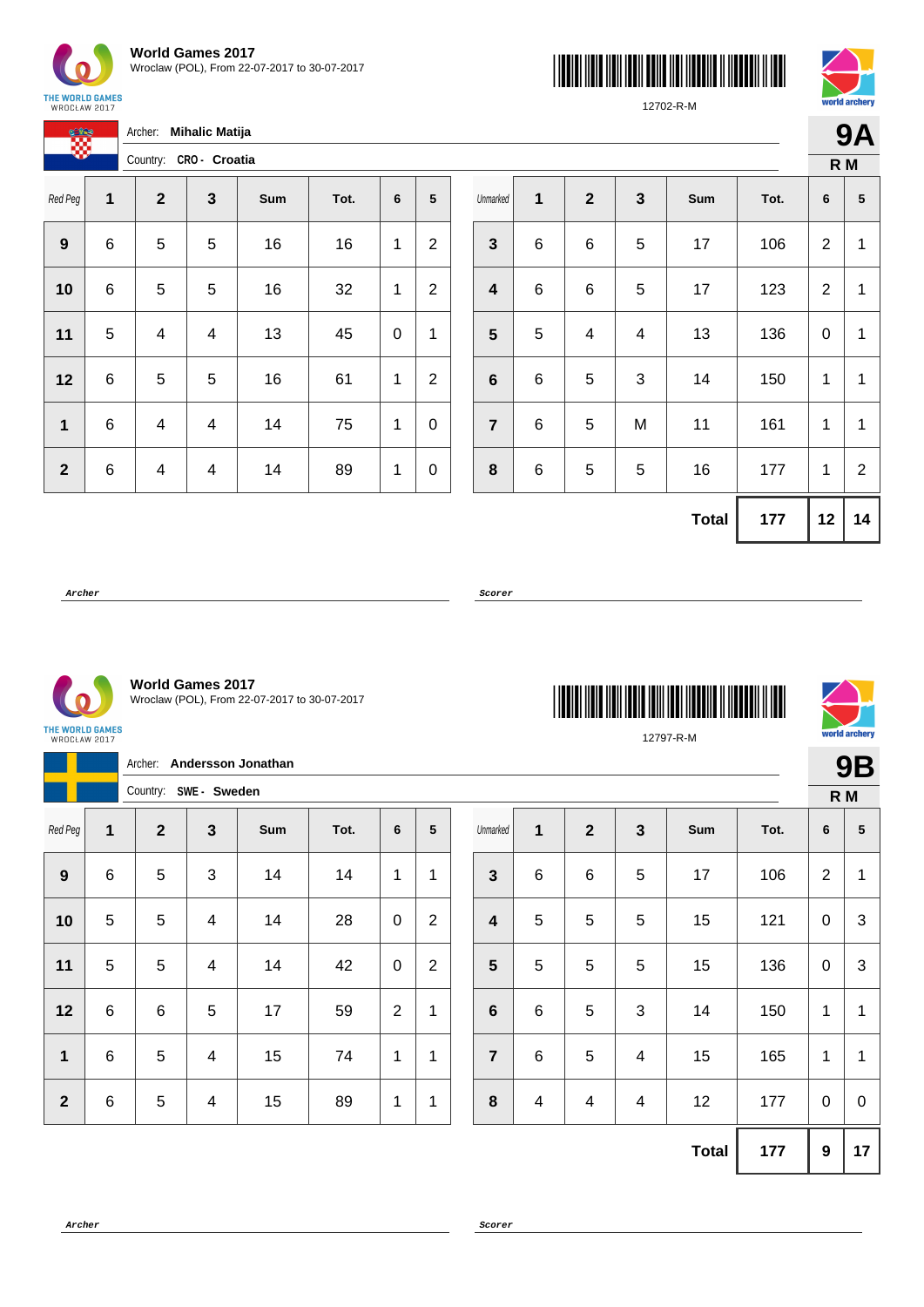**World Games 2017**
Wroclaw (POL), From 22-07-2017 to 30-07-2017

12702-R-M

**9A**
**R M**

Archer: **Mihalic Matija**
Country: **CRO - Croatia**

| Red Peg | 1 | 2 | 3 | Sum | Tot. | 6 | 5 |
|---|---|---|---|---|---|---|---|
| 9 | 6 | 5 | 5 | 16 | 16 | 1 | 2 |
| 10 | 6 | 5 | 5 | 16 | 32 | 1 | 2 |
| 11 | 5 | 4 | 4 | 13 | 45 | 0 | 1 |
| 12 | 6 | 5 | 5 | 16 | 61 | 1 | 2 |
| 1 | 6 | 4 | 4 | 14 | 75 | 1 | 0 |
| 2 | 6 | 4 | 4 | 14 | 89 | 1 | 0 |

| Unmarked | 1 | 2 | 3 | Sum | Tot. | 6 | 5 |
|---|---|---|---|---|---|---|---|
| 3 | 6 | 6 | 5 | 17 | 106 | 2 | 1 |
| 4 | 6 | 6 | 5 | 17 | 123 | 2 | 1 |
| 5 | 5 | 4 | 4 | 13 | 136 | 0 | 1 |
| 6 | 6 | 5 | 3 | 14 | 150 | 1 | 1 |
| 7 | 6 | 5 | M | 11 | 161 | 1 | 1 |
| 8 | 6 | 5 | 5 | 16 | 177 | 1 | 2 |
| | | | | **Total** | **177** | **12** | **14** |

*Archer*

*Scorer*

**World Games 2017**
Wroclaw (POL), From 22-07-2017 to 30-07-2017

12797-R-M

**9B**
**R M**

Archer: **Andersson Jonathan**
Country: **SWE - Sweden**

| Red Peg | 1 | 2 | 3 | Sum | Tot. | 6 | 5 |
|---|---|---|---|---|---|---|---|
| 9 | 6 | 5 | 3 | 14 | 14 | 1 | 1 |
| 10 | 5 | 5 | 4 | 14 | 28 | 0 | 2 |
| 11 | 5 | 5 | 4 | 14 | 42 | 0 | 2 |
| 12 | 6 | 6 | 5 | 17 | 59 | 2 | 1 |
| 1 | 6 | 5 | 4 | 15 | 74 | 1 | 1 |
| 2 | 6 | 5 | 4 | 15 | 89 | 1 | 1 |

| Unmarked | 1 | 2 | 3 | Sum | Tot. | 6 | 5 |
|---|---|---|---|---|---|---|---|
| 3 | 6 | 6 | 5 | 17 | 106 | 2 | 1 |
| 4 | 5 | 5 | 5 | 15 | 121 | 0 | 3 |
| 5 | 5 | 5 | 5 | 15 | 136 | 0 | 3 |
| 6 | 6 | 5 | 3 | 14 | 150 | 1 | 1 |
| 7 | 6 | 5 | 4 | 15 | 165 | 1 | 1 |
| 8 | 4 | 4 | 4 | 12 | 177 | 0 | 0 |
| | | | | **Total** | **177** | **9** | **17** |

*Archer*

*Scorer*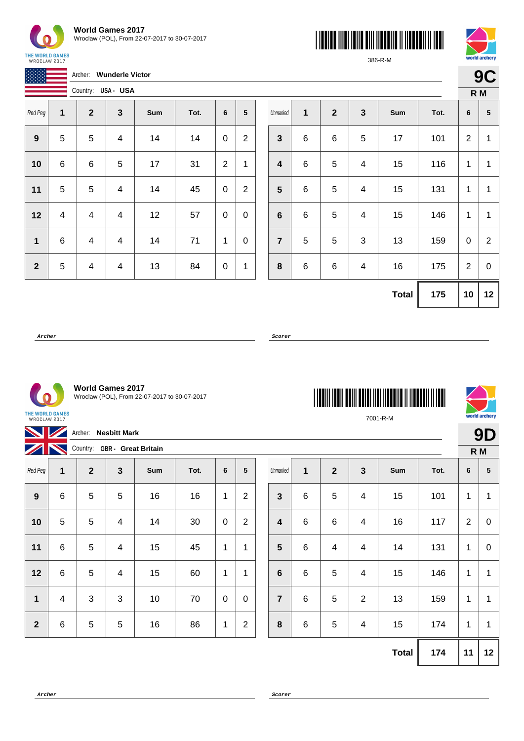**World Games 2017**
Wroclaw (POL), From 22-07-2017 to 30-07-2017

386-R-M

Archer: **Wunderle Victor**

Country: **USA - USA**

**9C**

**R M**

| Red Peg | 1 | 2 | 3 | Sum | Tot. | 6 | 5 |
|---|---|---|---|---|---|---|---|
| **9** | 5 | 5 | 4 | 14 | 14 | 0 | 2 |
| **10** | 6 | 6 | 5 | 17 | 31 | 2 | 1 |
| **11** | 5 | 5 | 4 | 14 | 45 | 0 | 2 |
| **12** | 4 | 4 | 4 | 12 | 57 | 0 | 0 |
| **1** | 6 | 4 | 4 | 14 | 71 | 1 | 0 |
| **2** | 5 | 4 | 4 | 13 | 84 | 0 | 1 |

| Unmarked | 1 | 2 | 3 | Sum | Tot. | 6 | 5 |
|---|---|---|---|---|---|---|---|
| **3** | 6 | 6 | 5 | 17 | 101 | 2 | 1 |
| **4** | 6 | 5 | 4 | 15 | 116 | 1 | 1 |
| **5** | 6 | 5 | 4 | 15 | 131 | 1 | 1 |
| **6** | 6 | 5 | 4 | 15 | 146 | 1 | 1 |
| **7** | 5 | 5 | 3 | 13 | 159 | 0 | 2 |
| **8** | 6 | 6 | 4 | 16 | 175 | 2 | 0 |
| | | | | **Total** | **175** | **10** | **12** |

*Archer* *Scorer*

---

**World Games 2017**
Wroclaw (POL), From 22-07-2017 to 30-07-2017

7001-R-M

Archer: **Nesbitt Mark**

Country: **GBR - Great Britain**

**9D**

**R M**

| Red Peg | 1 | 2 | 3 | Sum | Tot. | 6 | 5 |
|---|---|---|---|---|---|---|---|
| **9** | 6 | 5 | 5 | 16 | 16 | 1 | 2 |
| **10** | 5 | 5 | 4 | 14 | 30 | 0 | 2 |
| **11** | 6 | 5 | 4 | 15 | 45 | 1 | 1 |
| **12** | 6 | 5 | 4 | 15 | 60 | 1 | 1 |
| **1** | 4 | 3 | 3 | 10 | 70 | 0 | 0 |
| **2** | 6 | 5 | 5 | 16 | 86 | 1 | 2 |

| Unmarked | 1 | 2 | 3 | Sum | Tot. | 6 | 5 |
|---|---|---|---|---|---|---|---|
| **3** | 6 | 5 | 4 | 15 | 101 | 1 | 1 |
| **4** | 6 | 6 | 4 | 16 | 117 | 2 | 0 |
| **5** | 6 | 4 | 4 | 14 | 131 | 1 | 0 |
| **6** | 6 | 5 | 4 | 15 | 146 | 1 | 1 |
| **7** | 6 | 5 | 2 | 13 | 159 | 1 | 1 |
| **8** | 6 | 5 | 4 | 15 | 174 | 1 | 1 |
| | | | | **Total** | **174** | **11** | **12** |

*Archer* *Scorer*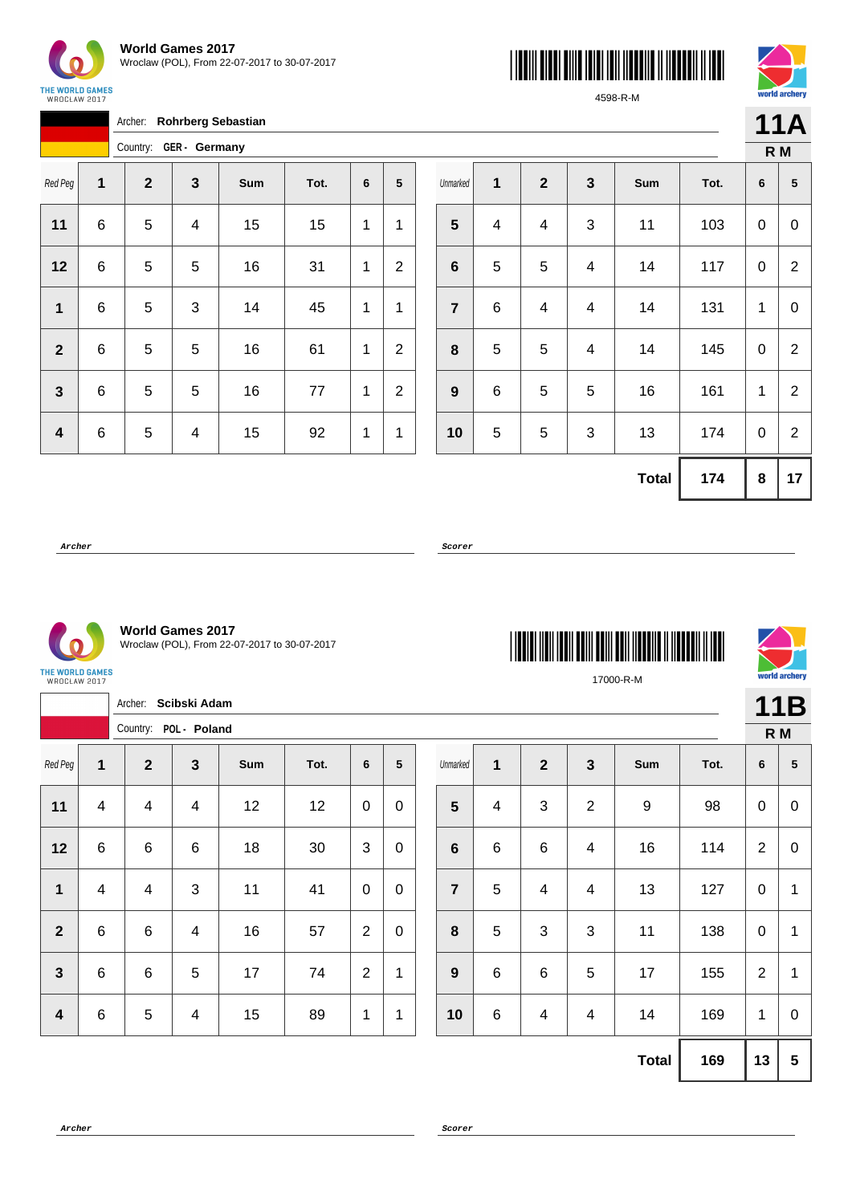**World Games 2017**
Wroclaw (POL), From 22-07-2017 to 30-07-2017

4598-R-M

**11A**
**R M**

Archer: **Rohrberg Sebastian**
Country: **GER - Germany**

| Red Peg | 1 | 2 | 3 | Sum | Tot. | 6 | 5 |
|---|---|---|---|---|---|---|---|
| **11** | 6 | 5 | 4 | 15 | 15 | 1 | 1 |
| **12** | 6 | 5 | 5 | 16 | 31 | 1 | 2 |
| **1** | 6 | 5 | 3 | 14 | 45 | 1 | 1 |
| **2** | 6 | 5 | 5 | 16 | 61 | 1 | 2 |
| **3** | 6 | 5 | 5 | 16 | 77 | 1 | 2 |
| **4** | 6 | 5 | 4 | 15 | 92 | 1 | 1 |

| Unmarked | 1 | 2 | 3 | Sum | Tot. | 6 | 5 |
|---|---|---|---|---|---|---|---|
| **5** | 4 | 4 | 3 | 11 | 103 | 0 | 0 |
| **6** | 5 | 5 | 4 | 14 | 117 | 0 | 2 |
| **7** | 6 | 4 | 4 | 14 | 131 | 1 | 0 |
| **8** | 5 | 5 | 4 | 14 | 145 | 0 | 2 |
| **9** | 6 | 5 | 5 | 16 | 161 | 1 | 2 |
| **10** | 5 | 5 | 3 | 13 | 174 | 0 | 2 |
| | | | | **Total** | **174** | **8** | **17** |

***Archer*** ***Scorer***

**World Games 2017**
Wroclaw (POL), From 22-07-2017 to 30-07-2017

17000-R-M

**11B**
**R M**

Archer: **Scibski Adam**
Country: **POL - Poland**

| Red Peg | 1 | 2 | 3 | Sum | Tot. | 6 | 5 |
|---|---|---|---|---|---|---|---|
| **11** | 4 | 4 | 4 | 12 | 12 | 0 | 0 |
| **12** | 6 | 6 | 6 | 18 | 30 | 3 | 0 |
| **1** | 4 | 4 | 3 | 11 | 41 | 0 | 0 |
| **2** | 6 | 6 | 4 | 16 | 57 | 2 | 0 |
| **3** | 6 | 6 | 5 | 17 | 74 | 2 | 1 |
| **4** | 6 | 5 | 4 | 15 | 89 | 1 | 1 |

| Unmarked | 1 | 2 | 3 | Sum | Tot. | 6 | 5 |
|---|---|---|---|---|---|---|---|
| **5** | 4 | 3 | 2 | 9 | 98 | 0 | 0 |
| **6** | 6 | 6 | 4 | 16 | 114 | 2 | 0 |
| **7** | 5 | 4 | 4 | 13 | 127 | 0 | 1 |
| **8** | 5 | 3 | 3 | 11 | 138 | 0 | 1 |
| **9** | 6 | 6 | 5 | 17 | 155 | 2 | 1 |
| **10** | 6 | 4 | 4 | 14 | 169 | 1 | 0 |
| | | | | **Total** | **169** | **13** | **5** |

***Archer*** ***Scorer***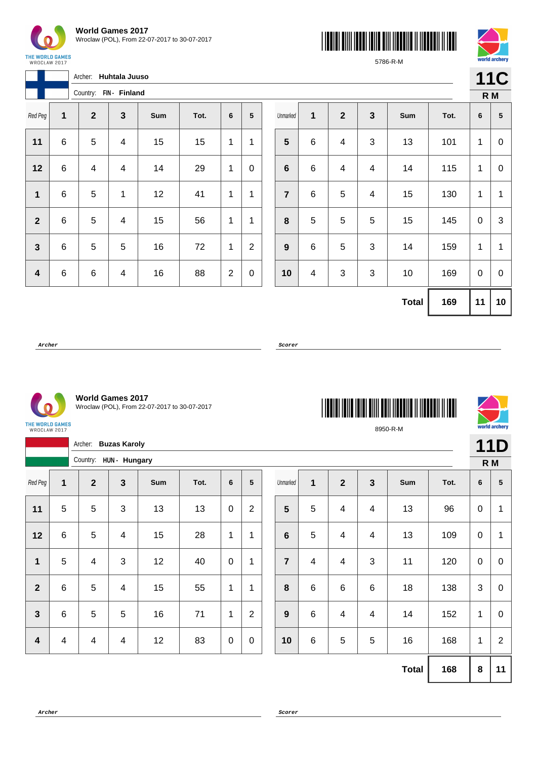**World Games 2017**
Wroclaw (POL), From 22-07-2017 to 30-07-2017

5786-R-M

world archery

Archer: **Huhtala Juuso**

Country: FIN - **Finland**

# 11C

**R M**

| Red Peg | 1 | 2 | 3 | Sum | Tot. | 6 | 5 | Unmarked | 1 | 2 | 3 | Sum | Tot. | 6 | 5 |
|---|---|---|---|---|---|---|---|---|---|---|---|---|---|---|---|
| **11** | 6 | 5 | 4 | 15 | 15 | 1 | 1 | **5** | 6 | 4 | 3 | 13 | 101 | 1 | 0 |
| **12** | 6 | 4 | 4 | 14 | 29 | 1 | 0 | **6** | 6 | 4 | 4 | 14 | 115 | 1 | 0 |
| **1** | 6 | 5 | 1 | 12 | 41 | 1 | 1 | **7** | 6 | 5 | 4 | 15 | 130 | 1 | 1 |
| **2** | 6 | 5 | 4 | 15 | 56 | 1 | 1 | **8** | 5 | 5 | 5 | 15 | 145 | 0 | 3 |
| **3** | 6 | 5 | 5 | 16 | 72 | 1 | 2 | **9** | 6 | 5 | 3 | 14 | 159 | 1 | 1 |
| **4** | 6 | 6 | 4 | 16 | 88 | 2 | 0 | **10** | 4 | 3 | 3 | 10 | 169 | 0 | 0 |
| | | | | | | | | | | | | **Total** | **169** | **11** | **10** |

**Archer** ______________________ **Scorer** ______________________

**World Games 2017**
Wroclaw (POL), From 22-07-2017 to 30-07-2017

8950-R-M

world archery

Archer: **Buzas Karoly**

Country: HUN - **Hungary**

# 11D

**R M**

| Red Peg | 1 | 2 | 3 | Sum | Tot. | 6 | 5 | Unmarked | 1 | 2 | 3 | Sum | Tot. | 6 | 5 |
|---|---|---|---|---|---|---|---|---|---|---|---|---|---|---|---|
| **11** | 5 | 5 | 3 | 13 | 13 | 0 | 2 | **5** | 5 | 4 | 4 | 13 | 96 | 0 | 1 |
| **12** | 6 | 5 | 4 | 15 | 28 | 1 | 1 | **6** | 5 | 4 | 4 | 13 | 109 | 0 | 1 |
| **1** | 5 | 4 | 3 | 12 | 40 | 0 | 1 | **7** | 4 | 4 | 3 | 11 | 120 | 0 | 0 |
| **2** | 6 | 5 | 4 | 15 | 55 | 1 | 1 | **8** | 6 | 6 | 6 | 18 | 138 | 3 | 0 |
| **3** | 6 | 5 | 5 | 16 | 71 | 1 | 2 | **9** | 6 | 4 | 4 | 14 | 152 | 1 | 0 |
| **4** | 4 | 4 | 4 | 12 | 83 | 0 | 0 | **10** | 6 | 5 | 5 | 16 | 168 | 1 | 2 |
| | | | | | | | | | | | | **Total** | **168** | **8** | **11** |

**Archer** ______________________ **Scorer** ______________________